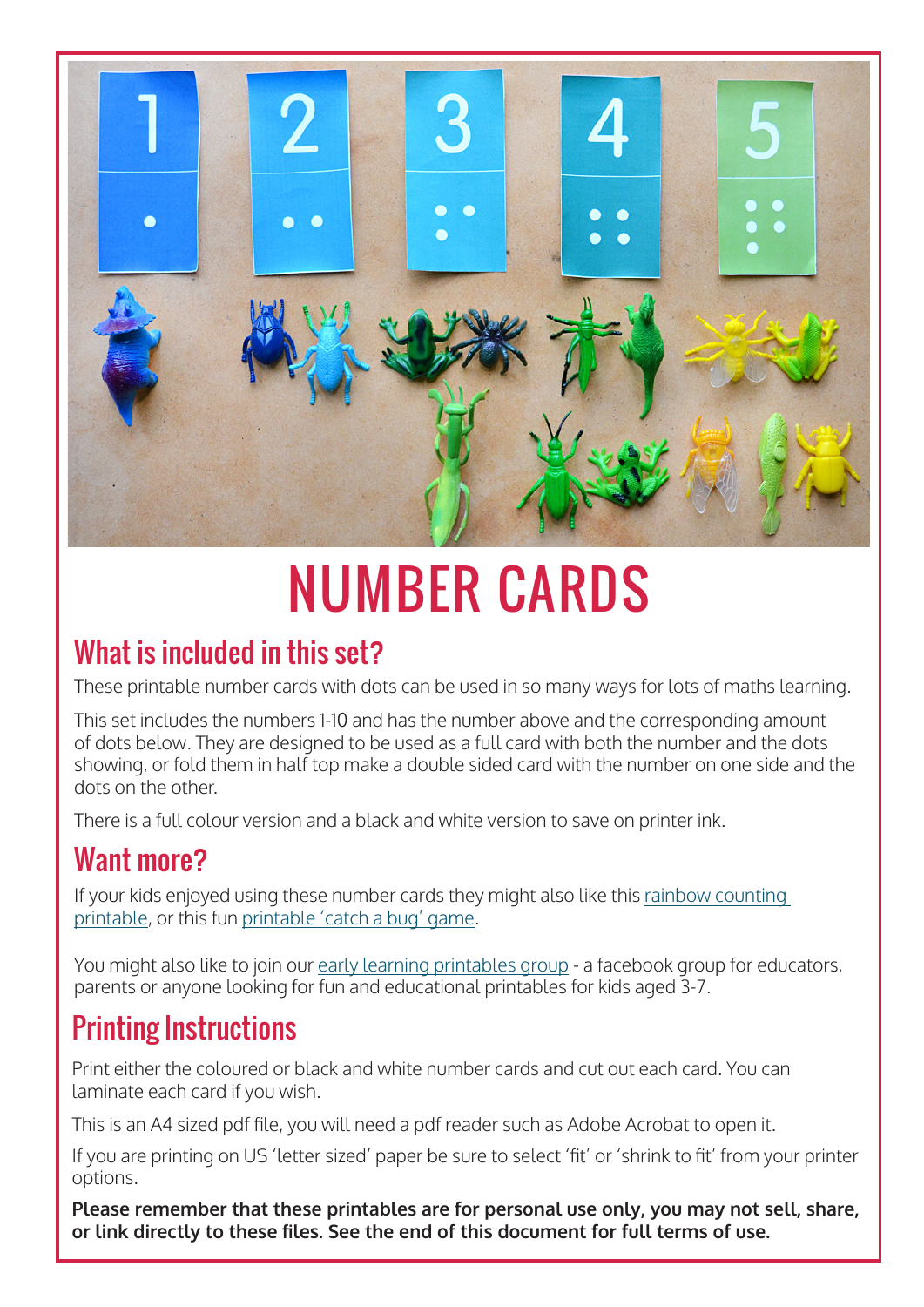#  NUMBER CARDS

## What is included in this set?

These printable number cards with dots can be used in so many ways for lots of maths learning.

This set includes the numbers 1-10 and has the number above and the corresponding amount of dots below. They are designed to be used as a full card with both the number and the dots showing, or fold them in half top make a double sided card with the number on one side and the dots on the other.

There is a full colour version and a black and white version to save on printer ink.

## Want more?

If your kids enjoyed using these number cards they might also like this rainbow counting printable, or this fun printable 'catch a bug' game.

You might also like to join our early learning printables group - a facebook group for educators, parents or anyone looking for fun and educational printables for kids aged 3-7.

## Printing Instructions

Print either the coloured or black and white number cards and cut out each card. You can laminate each card if you wish.

This is an A4 sized pdf file, you will need a pdf reader such as Adobe Acrobat to open it.

If you are printing on US 'letter sized' paper be sure to select 'fit' or 'shrink to fit' from your printer options.

**Please remember that these printables are for personal use only, you may not sell, share, or link directly to these files. See the end of this document for full terms of use.**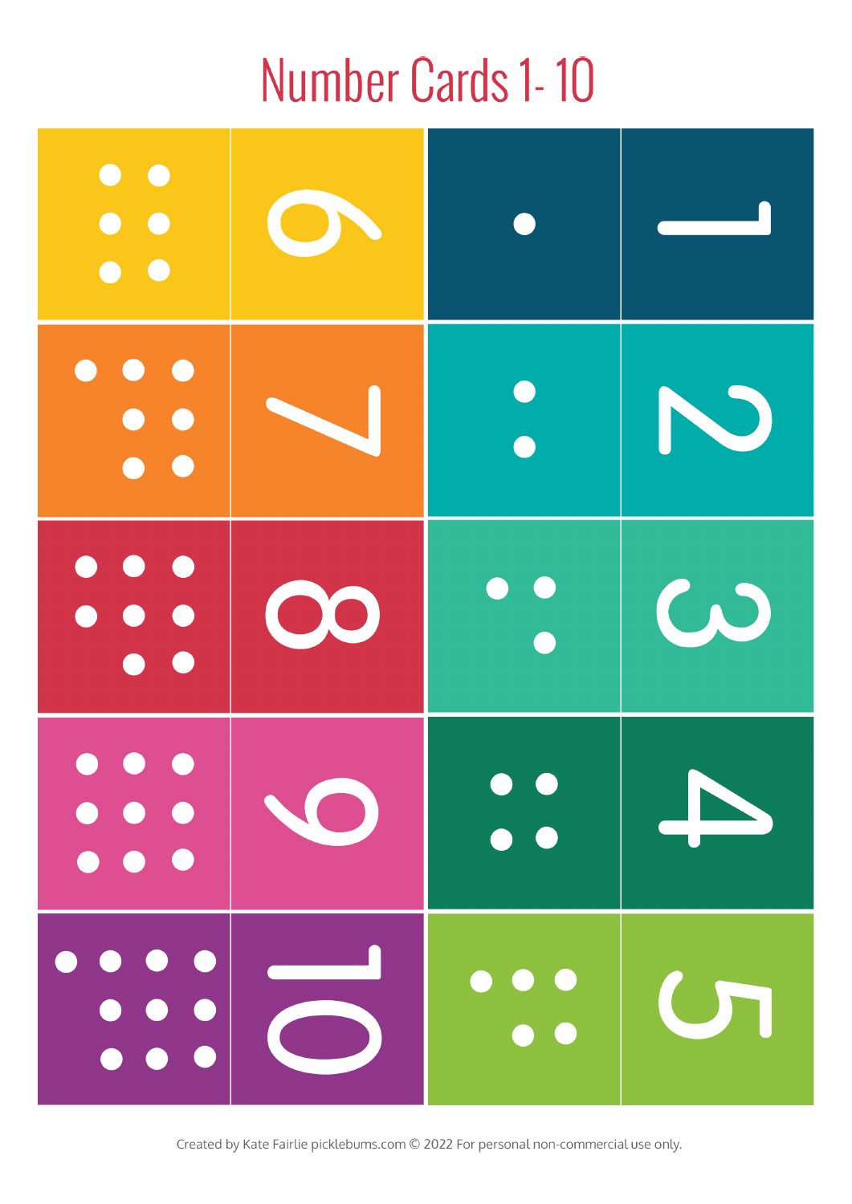# Number Cards 1- 10

| | | | |
|---|---|---|---|
| ● ● ● ● ● ● | 6 | ● | 1 |
| ● ● ● ● ● ● ● | 7 | ● ● | 2 |
| ● ● ● ● ● ● ● ● | 8 | ● ● ● | 3 |
| ● ● ● ● ● ● ● ● ● | 9 | ● ● ● ● | 4 |
| ● ● ● ● ● ● ● ● ● ● | 10 | ● ● ● ● ● | 5 |

Created by Kate Fairlie picklebums.com © 2022 For personal non-commercial use only.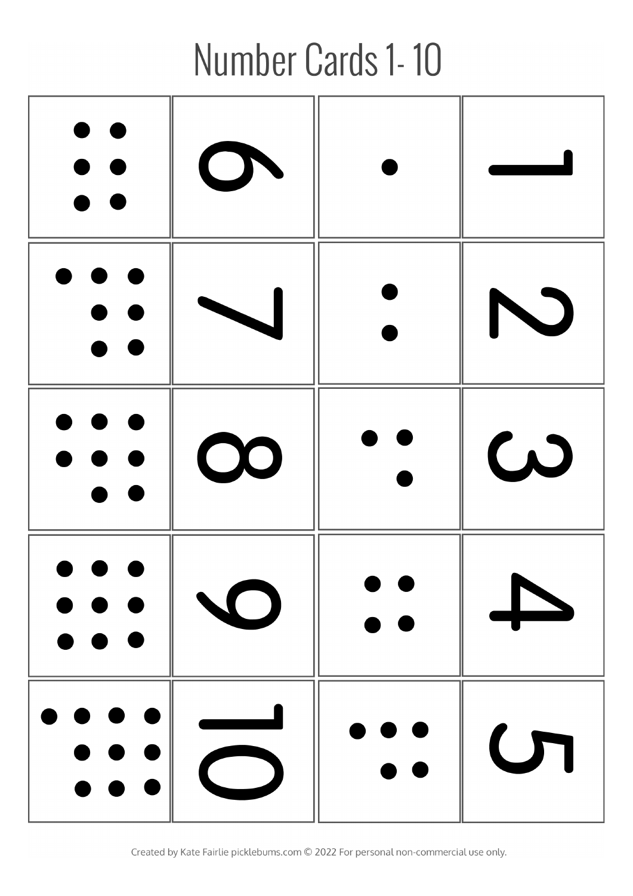# Number Cards 1- 10

|  |  |  |  |
|---|---|---|---|
| • • • • • • | 6 | • | 1 |
| • • • • • • • | 7 | • • | 2 |
| • • • • • • • • | 8 | • • • | 3 |
| • • • • • • • • • | 9 | • • • • | 4 |
| • • • • • • • • • • | 10 | • • • • • | 5 |

Created by Kate Fairlie picklebums.com © 2022 For personal non-commercial use only.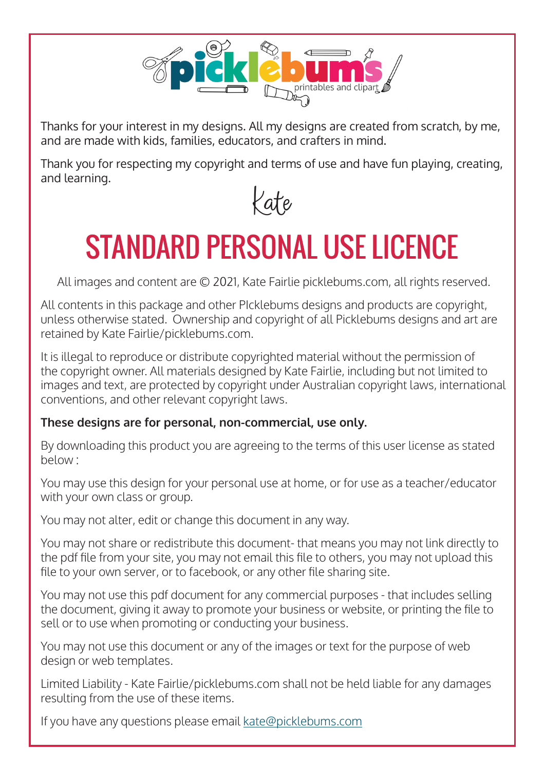picklebums printables and clipart

Thanks for your interest in my designs. All my designs are created from scratch, by me, and are made with kids, families, educators, and crafters in mind.

Thank you for respecting my copyright and terms of use and have fun playing, creating, and learning.

Kate

# STANDARD PERSONAL USE LICENCE

All images and content are © 2021, Kate Fairlie picklebums.com, all rights reserved.

All contents in this package and other PIcklebums designs and products are copyright, unless otherwise stated. Ownership and copyright of all Picklebums designs and art are retained by Kate Fairlie/picklebums.com.

It is illegal to reproduce or distribute copyrighted material without the permission of the copyright owner. All materials designed by Kate Fairlie, including but not limited to images and text, are protected by copyright under Australian copyright laws, international conventions, and other relevant copyright laws.

**These designs are for personal, non-commercial, use only.**

By downloading this product you are agreeing to the terms of this user license as stated below :

You may use this design for your personal use at home, or for use as a teacher/educator with your own class or group.

You may not alter, edit or change this document in any way.

You may not share or redistribute this document- that means you may not link directly to the pdf file from your site, you may not email this file to others, you may not upload this file to your own server, or to facebook, or any other file sharing site.

You may not use this pdf document for any commercial purposes - that includes selling the document, giving it away to promote your business or website, or printing the file to sell or to use when promoting or conducting your business.

You may not use this document or any of the images or text for the purpose of web design or web templates.

Limited Liability - Kate Fairlie/picklebums.com shall not be held liable for any damages resulting from the use of these items.

If you have any questions please email kate@picklebums.com